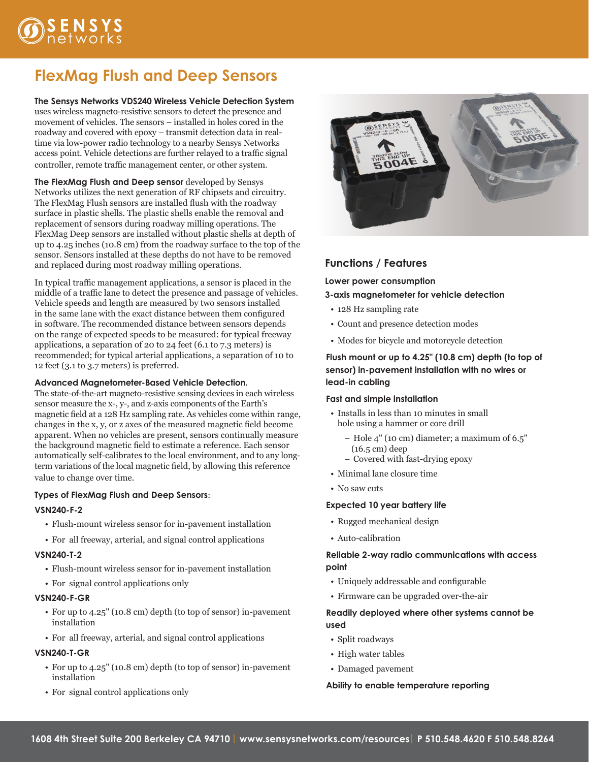# FlexMag Flush and Deep Sensors

**The Sensys Networks VDS240 Wireless Vehicle Detection System** uses wireless magneto-resistive sensors to detect the presence and movement of vehicles. The sensors – installed in holes cored in the roadway and covered with epoxy – transmit detection data in real-time via low-power radio technology to a nearby Sensys Networks access point. Vehicle detections are further relayed to a traffic signal controller, remote traffic management center, or other system.

**The FlexMag Flush and Deep sensor** developed by Sensys Networks utilizes the next generation of RF chipsets and circuitry. The FlexMag Flush sensors are installed flush with the roadway surface in plastic shells. The plastic shells enable the removal and replacement of sensors during roadway milling operations. The FlexMag Deep sensors are installed without plastic shells at depth of up to 4.25 inches (10.8 cm) from the roadway surface to the top of the sensor. Sensors installed at these depths do not have to be removed and replaced during most roadway milling operations.

In typical traffic management applications, a sensor is placed in the middle of a traffic lane to detect the presence and passage of vehicles. Vehicle speeds and length are measured by two sensors installed in the same lane with the exact distance between them configured in software. The recommended distance between sensors depends on the range of expected speeds to be measured: for typical freeway applications, a separation of 20 to 24 feet (6.1 to 7.3 meters) is recommended; for typical arterial applications, a separation of 10 to 12 feet (3.1 to 3.7 meters) is preferred.

### Advanced Magnetometer-Based Vehicle Detection.

The state-of-the-art magneto-resistive sensing devices in each wireless sensor measure the x-, y-, and z-axis components of the Earth's magnetic field at a 128 Hz sampling rate. As vehicles come within range, changes in the x, y, or z axes of the measured magnetic field become apparent. When no vehicles are present, sensors continually measure the background magnetic field to estimate a reference. Each sensor automatically self-calibrates to the local environment, and to any long-term variations of the local magnetic field, by allowing this reference value to change over time.

### Types of FlexMag Flush and Deep Sensors:

**VSN240-F-2**

- Flush-mount wireless sensor for in-pavement installation
- For all freeway, arterial, and signal control applications

**VSN240-T-2**

- Flush-mount wireless sensor for in-pavement installation
- For signal control applications only

**VSN240-F-GR**

- For up to 4.25" (10.8 cm) depth (to top of sensor) in-pavement installation
- For all freeway, arterial, and signal control applications

**VSN240-T-GR**

- For up to 4.25" (10.8 cm) depth (to top of sensor) in-pavement installation
- For signal control applications only

## Functions / Features

**Lower power consumption**

**3-axis magnetometer for vehicle detection**

- 128 Hz sampling rate
- Count and presence detection modes
- Modes for bicycle and motorcycle detection

**Flush mount or up to 4.25" (10.8 cm) depth (to top of sensor) in-pavement installation with no wires or lead-in cabling**

**Fast and simple installation**

- Installs in less than 10 minutes in small hole using a hammer or core drill
  - Hole 4" (10 cm) diameter; a maximum of 6.5" (16.5 cm) deep
  - Covered with fast-drying epoxy
- Minimal lane closure time
- No saw cuts

**Expected 10 year battery life**

- Rugged mechanical design
- Auto-calibration

**Reliable 2-way radio communications with access point**

- Uniquely addressable and configurable
- Firmware can be upgraded over-the-air

**Readily deployed where other systems cannot be used**

- Split roadways
- High water tables
- Damaged pavement

**Ability to enable temperature reporting**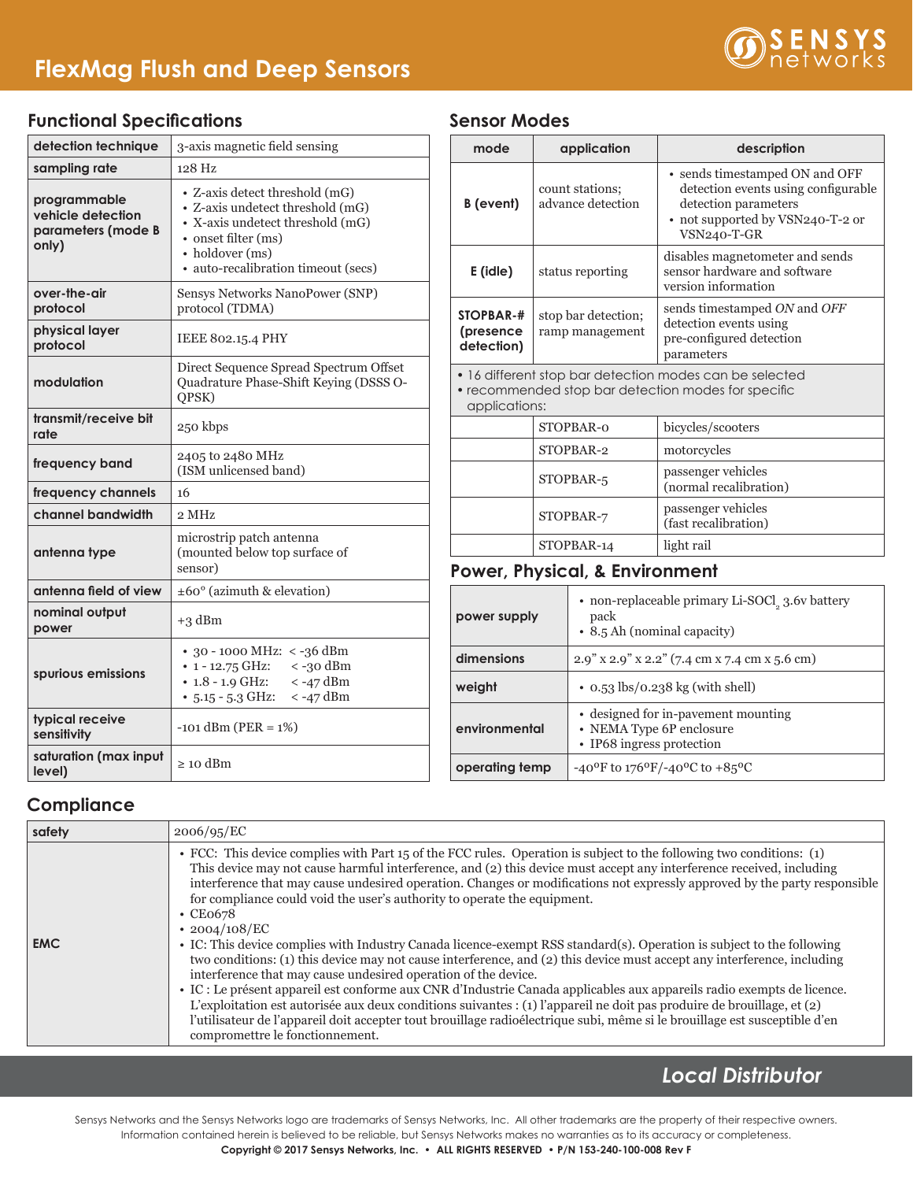# FlexMag Flush and Deep Sensors

## Functional Specifications

| | |
|---|---|
| **detection technique** | 3-axis magnetic field sensing |
| **sampling rate** | 128 Hz |
| **programmable vehicle detection parameters (mode B only)** | • Z-axis detect threshold (mG)<br>• Z-axis undetect threshold (mG)<br>• X-axis undetect threshold (mG)<br>• onset filter (ms)<br>• holdover (ms)<br>• auto-recalibration timeout (secs) |
| **over-the-air protocol** | Sensys Networks NanoPower (SNP) protocol (TDMA) |
| **physical layer protocol** | IEEE 802.15.4 PHY |
| **modulation** | Direct Sequence Spread Spectrum Offset Quadrature Phase-Shift Keying (DSSS O-QPSK) |
| **transmit/receive bit rate** | 250 kbps |
| **frequency band** | 2405 to 2480 MHz<br>(ISM unlicensed band) |
| **frequency channels** | 16 |
| **channel bandwidth** | 2 MHz |
| **antenna type** | microstrip patch antenna (mounted below top surface of sensor) |
| **antenna field of view** | ±60° (azimuth & elevation) |
| **nominal output power** | +3 dBm |
| **spurious emissions** | • 30 - 1000 MHz: < -36 dBm<br>• 1 - 12.75 GHz: < -30 dBm<br>• 1.8 - 1.9 GHz: < -47 dBm<br>• 5.15 - 5.3 GHz: < -47 dBm |
| **typical receive sensitivity** | -101 dBm (PER = 1%) |
| **saturation (max input level)** | ≥ 10 dBm |

## Sensor Modes

| mode | application | description |
|---|---|---|
| **B (event)** | count stations; advance detection | • sends timestamped ON and OFF detection events using configurable detection parameters<br>• not supported by VSN240-T-2 or VSN240-T-GR |
| **E (idle)** | status reporting | disables magnetometer and sends sensor hardware and software version information |
| **STOPBAR-# (presence detection)** | stop bar detection; ramp management | sends timestamped *ON* and *OFF* detection events using pre-configured detection parameters |
| • 16 different stop bar detection modes can be selected<br>• recommended stop bar detection modes for specific applications: | | |
| | STOPBAR-0 | bicycles/scooters |
| | STOPBAR-2 | motorcycles |
| | STOPBAR-5 | passenger vehicles (normal recalibration) |
| | STOPBAR-7 | passenger vehicles (fast recalibration) |
| | STOPBAR-14 | light rail |

## Power, Physical, & Environment

| | |
|---|---|
| **power supply** | • non-replaceable primary Li-$SOCl_2$ 3.6v battery pack<br>• 8.5 Ah (nominal capacity) |
| **dimensions** | 2.9" x 2.9" x 2.2" (7.4 cm x 7.4 cm x 5.6 cm) |
| **weight** | • 0.53 lbs/0.238 kg (with shell) |
| **environmental** | • designed for in-pavement mounting<br>• NEMA Type 6P enclosure<br>• IP68 ingress protection |
| **operating temp** | -40ºF to 176ºF/-40ºC to +85ºC |

## Compliance

| | |
|---|---|
| **safety** | 2006/95/EC |
| **EMC** | • FCC: This device complies with Part 15 of the FCC rules. Operation is subject to the following two conditions: (1) This device may not cause harmful interference, and (2) this device must accept any interference received, including interference that may cause undesired operation. Changes or modifications not expressly approved by the party responsible for compliance could void the user's authority to operate the equipment.<br>• CE0678<br>• 2004/108/EC<br>• IC: This device complies with Industry Canada licence-exempt RSS standard(s). Operation is subject to the following two conditions: (1) this device may not cause interference, and (2) this device must accept any interference, including interference that may cause undesired operation of the device.<br>• IC : Le présent appareil est conforme aux CNR d'Industrie Canada applicables aux appareils radio exempts de licence. L'exploitation est autorisée aux deux conditions suivantes : (1) l'appareil ne doit pas produire de brouillage, et (2) l'utilisateur de l'appareil doit accepter tout brouillage radioélectrique subi, même si le brouillage est susceptible d'en compromettre le fonctionnement. |

*Local Distributor*

Sensys Networks and the Sensys Networks logo are trademarks of Sensys Networks, Inc. All other trademarks are the property of their respective owners. Information contained herein is believed to be reliable, but Sensys Networks makes no warranties as to its accuracy or completeness.

**Copyright © 2017 Sensys Networks, Inc. • ALL RIGHTS RESERVED • P/N 153-240-100-008 Rev F**